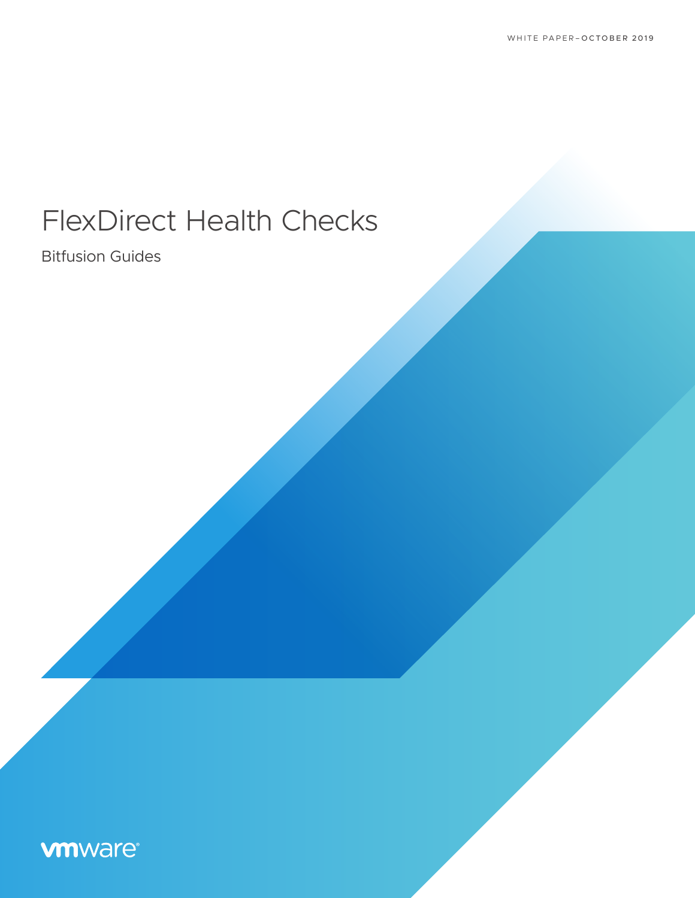WHITE PAPER–OCTOBER 2019

# FlexDirect Health Checks

Bitfusion Guides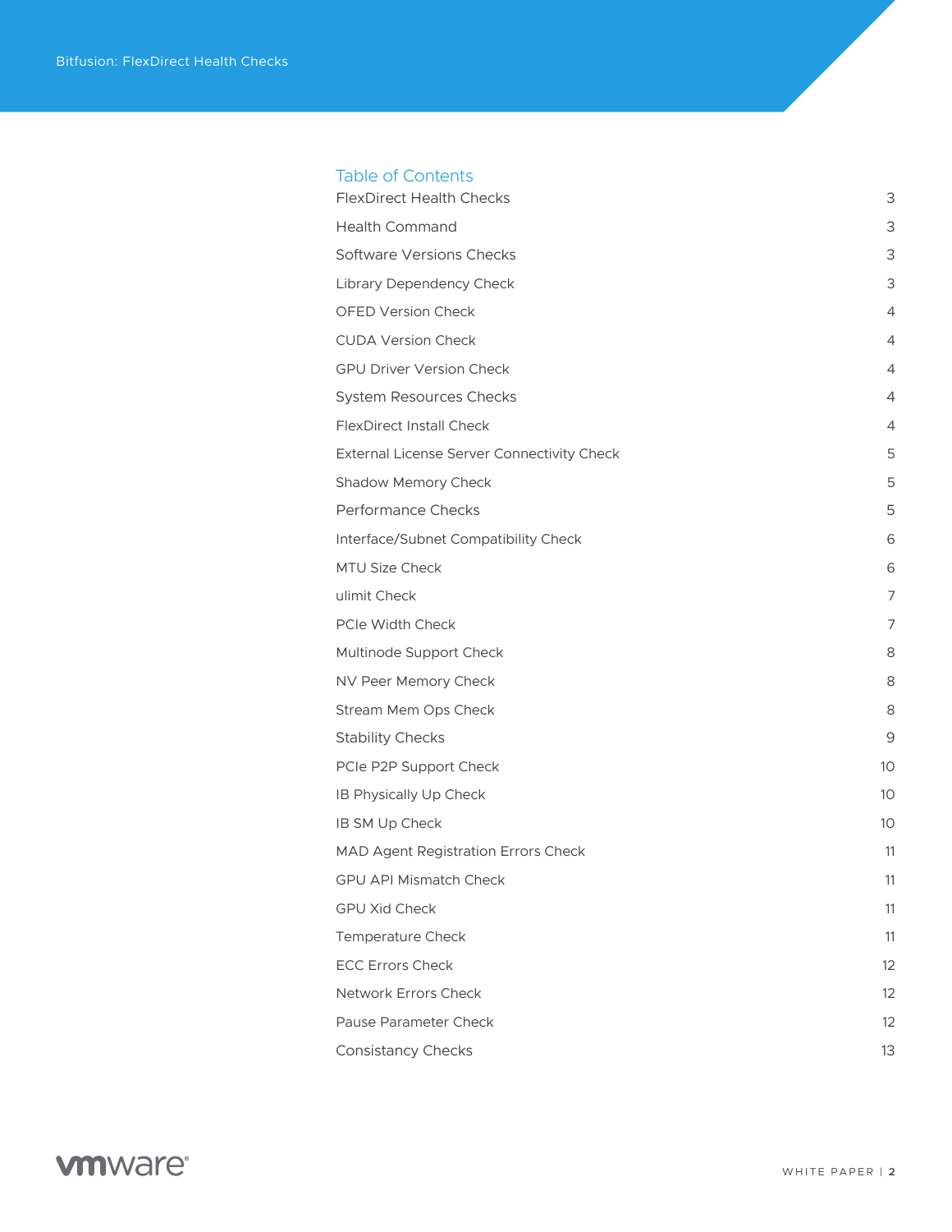## Table of Contents

| | |
|---|---|
| FlexDirect Health Checks | 3 |
| Health Command | 3 |
| Software Versions Checks | 3 |
| Library Dependency Check | 3 |
| OFED Version Check | 4 |
| CUDA Version Check | 4 |
| GPU Driver Version Check | 4 |
| System Resources Checks | 4 |
| FlexDirect Install Check | 4 |
| External License Server Connectivity Check | 5 |
| Shadow Memory Check | 5 |
| Performance Checks | 5 |
| Interface/Subnet Compatibility Check | 6 |
| MTU Size Check | 6 |
| ulimit Check | 7 |
| PCIe Width Check | 7 |
| Multinode Support Check | 8 |
| NV Peer Memory Check | 8 |
| Stream Mem Ops Check | 8 |
| Stability Checks | 9 |
| PCIe P2P Support Check | 10 |
| IB Physically Up Check | 10 |
| IB SM Up Check | 10 |
| MAD Agent Registration Errors Check | 11 |
| GPU API Mismatch Check | 11 |
| GPU Xid Check | 11 |
| Temperature Check | 11 |
| ECC Errors Check | 12 |
| Network Errors Check | 12 |
| Pause Parameter Check | 12 |
| Consistancy Checks | 13 |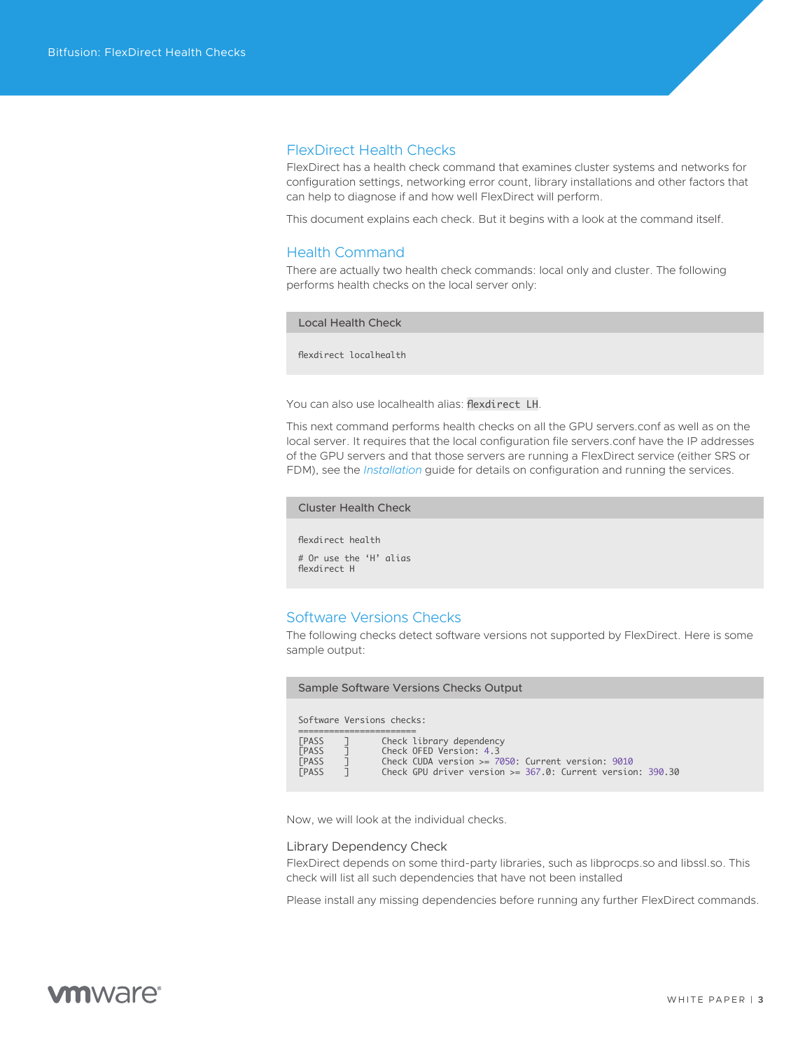## FlexDirect Health Checks

FlexDirect has a health check command that examines cluster systems and networks for configuration settings, networking error count, library installations and other factors that can help to diagnose if and how well FlexDirect will perform.

This document explains each check. But it begins with a look at the command itself.

## Health Command

There are actually two health check commands: local only and cluster. The following performs health checks on the local server only:

**Local Health Check**

```
flexdirect localhealth
```

You can also use localhealth alias: `flexdirect LH`.

This next command performs health checks on all the GPU servers.conf as well as on the local server. It requires that the local configuration file servers.conf have the IP addresses of the GPU servers and that those servers are running a FlexDirect service (either SRS or FDM), see the *Installation* guide for details on configuration and running the services.

**Cluster Health Check**

```
flexdirect health

# Or use the 'H' alias
flexdirect H
```

## Software Versions Checks

The following checks detect software versions not supported by FlexDirect. Here is some sample output:

**Sample Software Versions Checks Output**

```
Software Versions checks:
=======================
[PASS    ]      Check library dependency
[PASS    ]      Check OFED Version: 4.3
[PASS    ]      Check CUDA version >= 7050: Current version: 9010
[PASS    ]      Check GPU driver version >= 367.0: Current version: 390.30
```

Now, we will look at the individual checks.

### Library Dependency Check

FlexDirect depends on some third-party libraries, such as libprocps.so and libssl.so. This check will list all such dependencies that have not been installed

Please install any missing dependencies before running any further FlexDirect commands.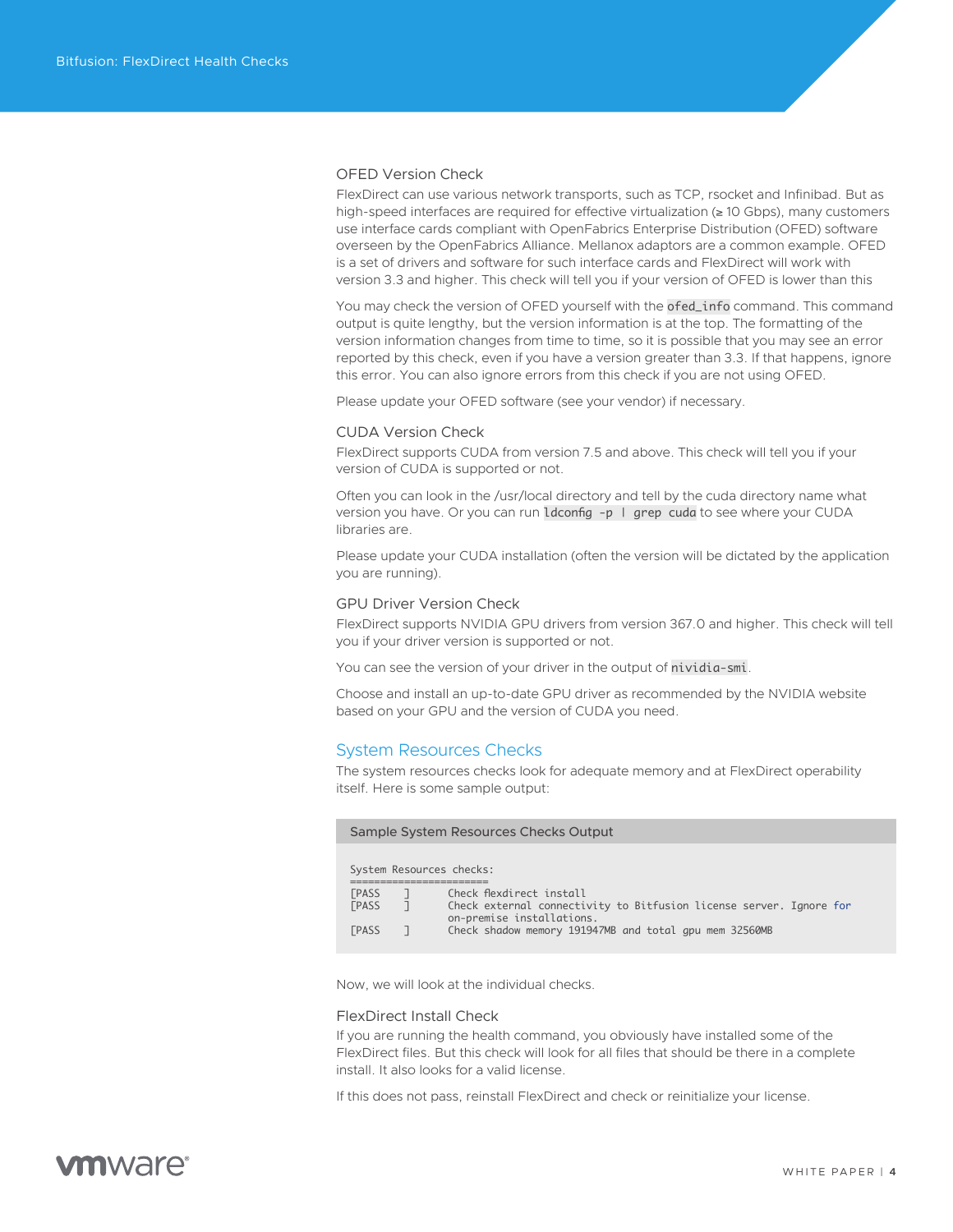### OFED Version Check

FlexDirect can use various network transports, such as TCP, rsocket and Infinibad. But as high-speed interfaces are required for effective virtualization (≥ 10 Gbps), many customers use interface cards compliant with OpenFabrics Enterprise Distribution (OFED) software overseen by the OpenFabrics Alliance. Mellanox adaptors are a common example. OFED is a set of drivers and software for such interface cards and FlexDirect will work with version 3.3 and higher. This check will tell you if your version of OFED is lower than this

You may check the version of OFED yourself with the `ofed_info` command. This command output is quite lengthy, but the version information is at the top. The formatting of the version information changes from time to time, so it is possible that you may see an error reported by this check, even if you have a version greater than 3.3. If that happens, ignore this error. You can also ignore errors from this check if you are not using OFED.

Please update your OFED software (see your vendor) if necessary.

### CUDA Version Check

FlexDirect supports CUDA from version 7.5 and above. This check will tell you if your version of CUDA is supported or not.

Often you can look in the /usr/local directory and tell by the cuda directory name what version you have. Or you can run `ldconfig -p | grep cuda` to see where your CUDA libraries are.

Please update your CUDA installation (often the version will be dictated by the application you are running).

### GPU Driver Version Check

FlexDirect supports NVIDIA GPU drivers from version 367.0 and higher. This check will tell you if your driver version is supported or not.

You can see the version of your driver in the output of `nividia-smi`.

Choose and install an up-to-date GPU driver as recommended by the NVIDIA website based on your GPU and the version of CUDA you need.

## System Resources Checks

The system resources checks look for adequate memory and at FlexDirect operability itself. Here is some sample output:

**Sample System Resources Checks Output**

```
System Resources checks:
=======================
[PASS    ]      Check flexdirect install
[PASS    ]      Check external connectivity to Bitfusion license server. Ignore for
                on-premise installations.
[PASS    ]      Check shadow memory 191947MB and total gpu mem 32560MB
```

Now, we will look at the individual checks.

### FlexDirect Install Check

If you are running the health command, you obviously have installed some of the FlexDirect files. But this check will look for all files that should be there in a complete install. It also looks for a valid license.

If this does not pass, reinstall FlexDirect and check or reinitialize your license.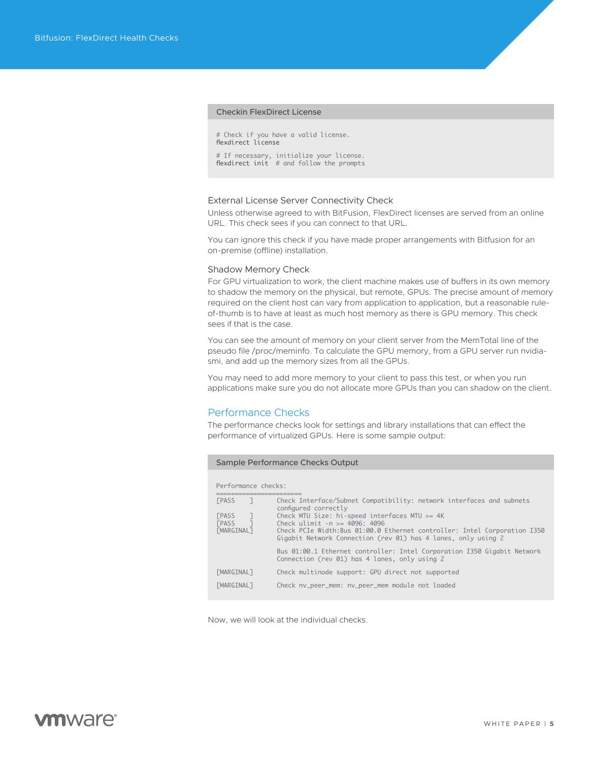### Checkin FlexDirect License

```
# Check if you have a valid license.
flexdirect license

# If necessary, initialize your license.
flexdirect init  # and follow the prompts
```

### External License Server Connectivity Check

Unless otherwise agreed to with BitFusion, FlexDirect licenses are served from an online URL. This check sees if you can connect to that URL.

You can ignore this check if you have made proper arrangements with Bitfusion for an on-premise (offline) installation.

### Shadow Memory Check

For GPU virtualization to work, the client machine makes use of buffers in its own memory to shadow the memory on the physical, but remote, GPUs. The precise amount of memory required on the client host can vary from application to application, but a reasonable rule-of-thumb is to have at least as much host memory as there is GPU memory. This check sees if that is the case.

You can see the amount of memory on your client server from the MemTotal line of the pseudo file /proc/meminfo. To calculate the GPU memory, from a GPU server run nvidia-smi, and add up the memory sizes from all the GPUs.

You may need to add more memory to your client to pass this test, or when you run applications make sure you do not allocate more GPUs than you can shadow on the client.

## Performance Checks

The performance checks look for settings and library installations that can effect the performance of virtualized GPUs. Here is some sample output:

### Sample Performance Checks Output

```
Performance checks:
=======================
[PASS    ]      Check Interface/Subnet Compatibility: network interfaces and subnets
                configured correctly
[PASS    ]      Check MTU Size: hi-speed interfaces MTU >= 4K
[PASS    ]      Check ulimit -n >= 4096: 4096
[MARGINAL]      Check PCIe Width:Bus 01:00.0 Ethernet controller: Intel Corporation I350
                Gigabit Network Connection (rev 01) has 4 lanes, only using 2

                Bus 01:00.1 Ethernet controller: Intel Corporation I350 Gigabit Network
                Connection (rev 01) has 4 lanes, only using 2

[MARGINAL]      Check multinode support: GPU direct not supported

[MARGINAL]      Check nv_peer_mem: nv_peer_mem module not loaded
```

Now, we will look at the individual checks.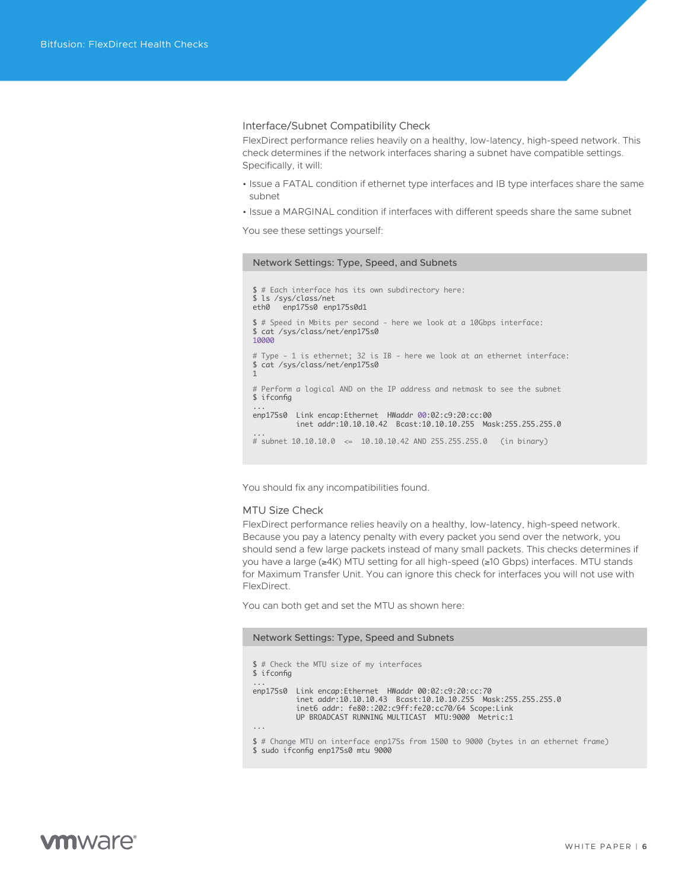### Interface/Subnet Compatibility Check

FlexDirect performance relies heavily on a healthy, low-latency, high-speed network. This check determines if the network interfaces sharing a subnet have compatible settings. Specifically, it will:

- Issue a FATAL condition if ethernet type interfaces and IB type interfaces share the same subnet
- Issue a MARGINAL condition if interfaces with different speeds share the same subnet

You see these settings yourself:

**Network Settings: Type, Speed, and Subnets**

```
$ # Each interface has its own subdirectory here:
$ ls /sys/class/net
eth0   enp175s0  enp175s0d1

$ # Speed in Mbits per second - here we look at a 10Gbps interface:
$ cat /sys/class/net/enp175s0
10000

# Type - 1 is ethernet; 32 is IB - here we look at an ethernet interface:
$ cat /sys/class/net/enp175s0
1

# Perform a logical AND on the IP address and netmask to see the subnet
$ ifconfig
...
enp175s0  Link encap:Ethernet  HWaddr 00:02:c9:20:cc:00
          inet addr:10.10.10.42  Bcast:10.10.10.255  Mask:255.255.255.0
...
# subnet 10.10.10.0  <=  10.10.10.42 AND 255.255.255.0   (in binary)
```

You should fix any incompatibilities found.

### MTU Size Check

FlexDirect performance relies heavily on a healthy, low-latency, high-speed network. Because you pay a latency penalty with every packet you send over the network, you should send a few large packets instead of many small packets. This checks determines if you have a large (≥4K) MTU setting for all high-speed (≥10 Gbps) interfaces. MTU stands for Maximum Transfer Unit. You can ignore this check for interfaces you will not use with FlexDirect.

You can both get and set the MTU as shown here:

**Network Settings: Type, Speed and Subnets**

```
$ # Check the MTU size of my interfaces
$ ifconfig
...
enp175s0  Link encap:Ethernet  HWaddr 00:02:c9:20:cc:70
          inet addr:10.10.10.43  Bcast:10.10.10.255  Mask:255.255.255.0
          inet6 addr: fe80::202:c9ff:fe20:cc70/64 Scope:Link
          UP BROADCAST RUNNING MULTICAST  MTU:9000  Metric:1
...

$ # Change MTU on interface enp175s from 1500 to 9000 (bytes in an ethernet frame)
$ sudo ifconfig enp175s0 mtu 9000
```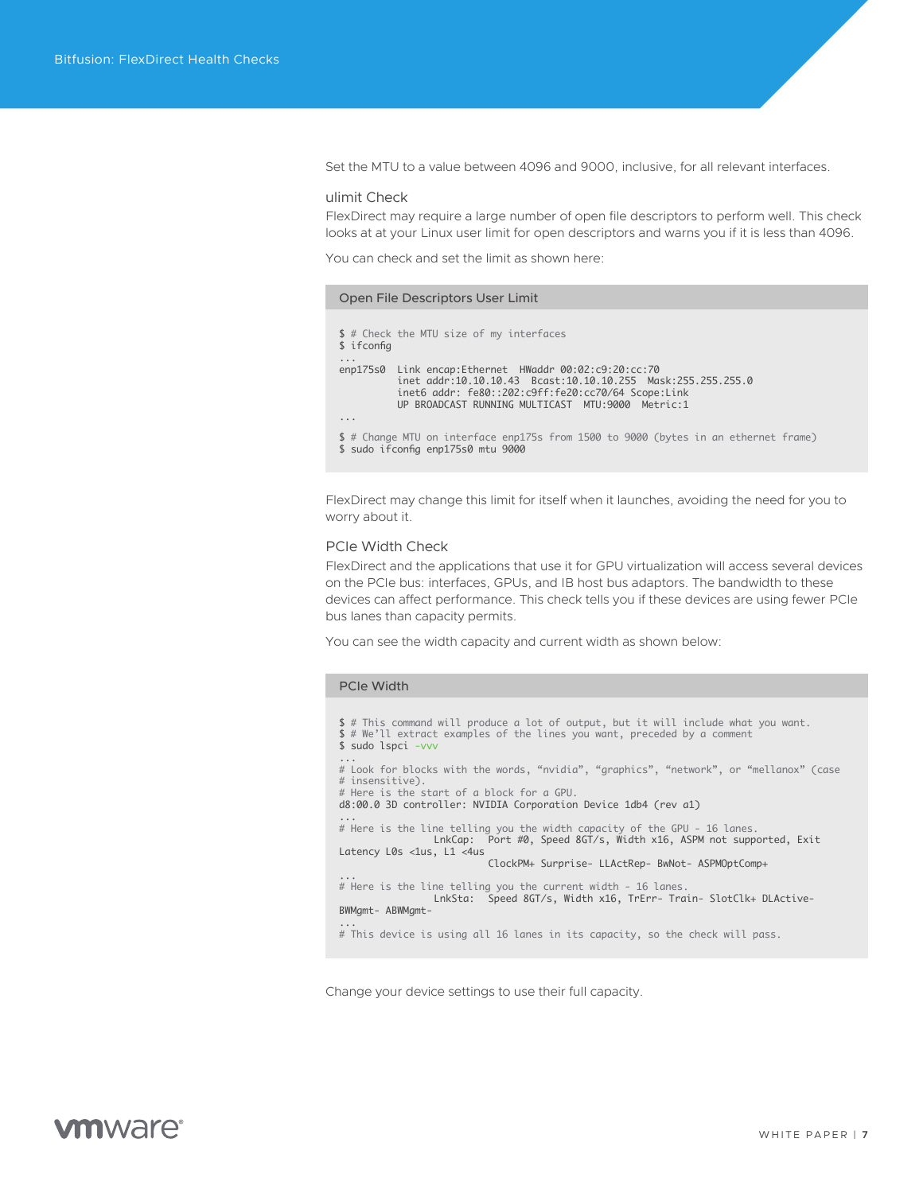Set the MTU to a value between 4096 and 9000, inclusive, for all relevant interfaces.

### ulimit Check

FlexDirect may require a large number of open file descriptors to perform well. This check looks at at your Linux user limit for open descriptors and warns you if it is less than 4096.

You can check and set the limit as shown here:

**Open File Descriptors User Limit**

```
$ # Check the MTU size of my interfaces
$ ifconfig
...
enp175s0  Link encap:Ethernet  HWaddr 00:02:c9:20:cc:70
          inet addr:10.10.10.43  Bcast:10.10.10.255  Mask:255.255.255.0
          inet6 addr: fe80::202:c9ff:fe20:cc70/64 Scope:Link
          UP BROADCAST RUNNING MULTICAST  MTU:9000  Metric:1
...
$ # Change MTU on interface enp175s from 1500 to 9000 (bytes in an ethernet frame)
$ sudo ifconfig enp175s0 mtu 9000
```

FlexDirect may change this limit for itself when it launches, avoiding the need for you to worry about it.

### PCIe Width Check

FlexDirect and the applications that use it for GPU virtualization will access several devices on the PCIe bus: interfaces, GPUs, and IB host bus adaptors. The bandwidth to these devices can affect performance. This check tells you if these devices are using fewer PCIe bus lanes than capacity permits.

You can see the width capacity and current width as shown below:

**PCIe Width**

```
$ # This command will produce a lot of output, but it will include what you want.
$ # We'll extract examples of the lines you want, preceded by a comment
$ sudo lspci -vvv
...
# Look for blocks with the words, "nvidia", "graphics", "network", or "mellanox" (case
# insensitive).
# Here is the start of a block for a GPU.
d8:00.0 3D controller: NVIDIA Corporation Device 1db4 (rev a1)
...
# Here is the line telling you the width capacity of the GPU - 16 lanes.
                LnkCap:  Port #0, Speed 8GT/s, Width x16, ASPM not supported, Exit
Latency L0s <1us, L1 <4us
                         ClockPM+ Surprise- LLActRep- BwNot- ASPMOptComp+
...
# Here is the line telling you the current width - 16 lanes.
                LnkSta:  Speed 8GT/s, Width x16, TrErr- Train- SlotClk+ DLActive-
BWMgmt- ABWMgmt-
...
# This device is using all 16 lanes in its capacity, so the check will pass.
```

Change your device settings to use their full capacity.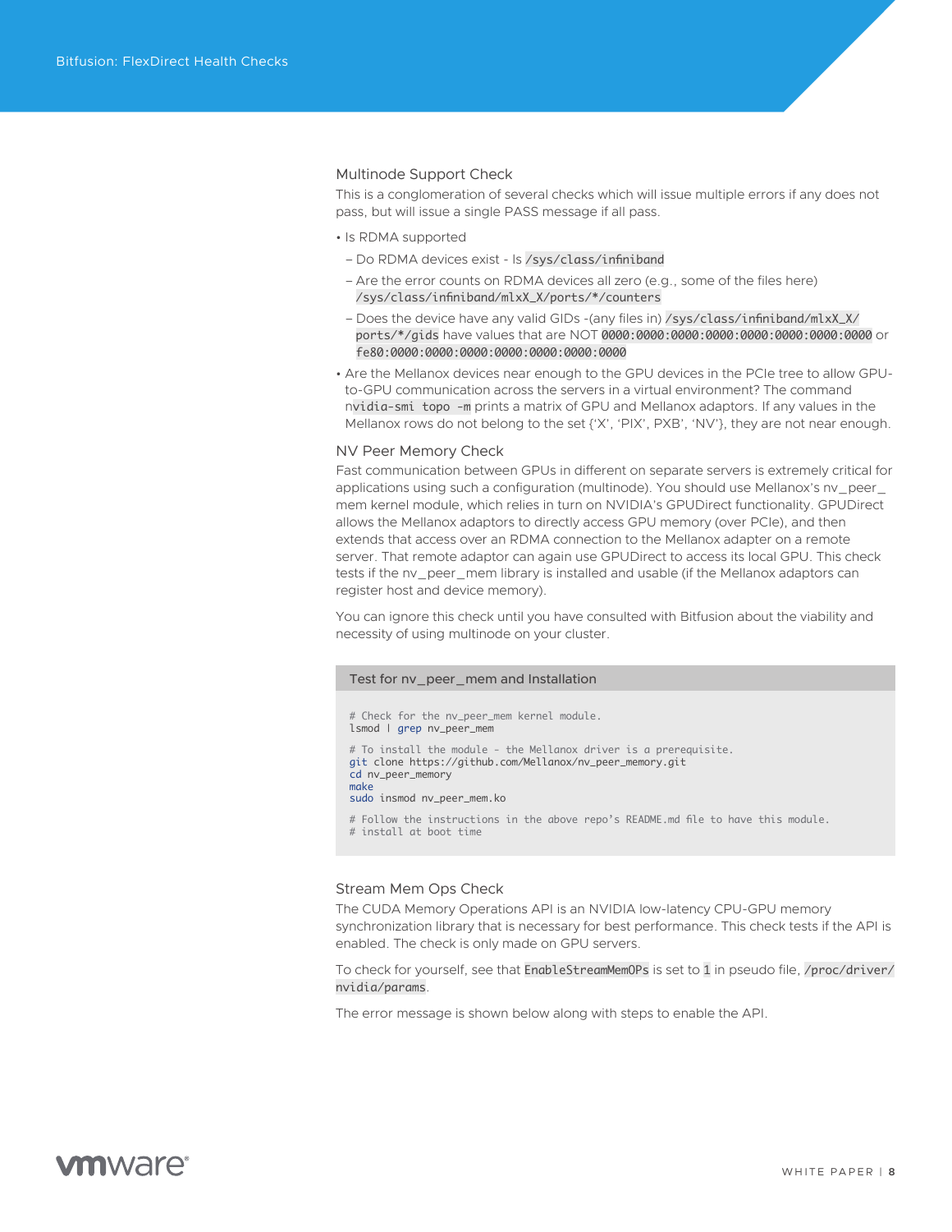### Multinode Support Check

This is a conglomeration of several checks which will issue multiple errors if any does not pass, but will issue a single PASS message if all pass.

- Is RDMA supported
  - Do RDMA devices exist - ls `/sys/class/infiniband`
  - Are the error counts on RDMA devices all zero (e.g., some of the files here) `/sys/class/infiniband/mlxX_X/ports/*/counters`
  - Does the device have any valid GIDs -(any files in) `/sys/class/infiniband/mlxX_X/ports/*/gids` have values that are NOT `0000:0000:0000:0000:0000:0000:0000:0000` or `fe80:0000:0000:0000:0000:0000:0000:0000`
- Are the Mellanox devices near enough to the GPU devices in the PCIe tree to allow GPU-to-GPU communication across the servers in a virtual environment? The command n`vidia-smi topo -m` prints a matrix of GPU and Mellanox adaptors. If any values in the Mellanox rows do not belong to the set {'X', 'PIX', PXB', 'NV'}, they are not near enough.

### NV Peer Memory Check

Fast communication between GPUs in different on separate servers is extremely critical for applications using such a configuration (multinode). You should use Mellanox's nv_peer_mem kernel module, which relies in turn on NVIDIA's GPUDirect functionality. GPUDirect allows the Mellanox adaptors to directly access GPU memory (over PCIe), and then extends that access over an RDMA connection to the Mellanox adapter on a remote server. That remote adaptor can again use GPUDirect to access its local GPU. This check tests if the nv_peer_mem library is installed and usable (if the Mellanox adaptors can register host and device memory).

You can ignore this check until you have consulted with Bitfusion about the viability and necessity of using multinode on your cluster.

**Test for nv_peer_mem and Installation**

```
# Check for the nv_peer_mem kernel module.
lsmod | grep nv_peer_mem

# To install the module - the Mellanox driver is a prerequisite.
git clone https://github.com/Mellanox/nv_peer_memory.git
cd nv_peer_memory
make
sudo insmod nv_peer_mem.ko

# Follow the instructions in the above repo's README.md file to have this module.
# install at boot time
```

### Stream Mem Ops Check

The CUDA Memory Operations API is an NVIDIA low-latency CPU-GPU memory synchronization library that is necessary for best performance. This check tests if the API is enabled. The check is only made on GPU servers.

To check for yourself, see that `EnableStreamMemOPs` is set to `1` in pseudo file, `/proc/driver/nvidia/params`.

The error message is shown below along with steps to enable the API.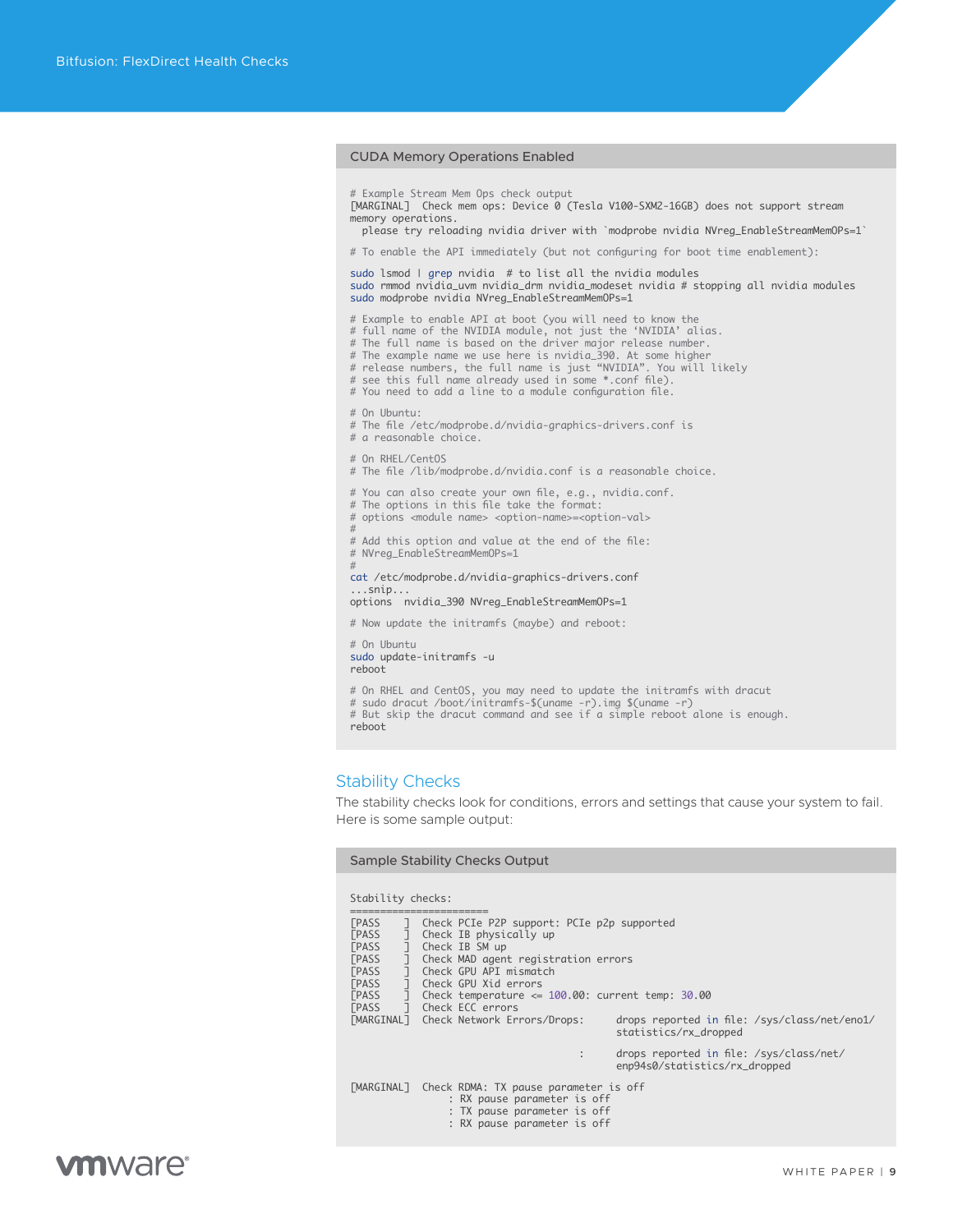**CUDA Memory Operations Enabled**

```
# Example Stream Mem Ops check output
[MARGINAL]  Check mem ops: Device 0 (Tesla V100-SXM2-16GB) does not support stream
memory operations.
  please try reloading nvidia driver with `modprobe nvidia NVreg_EnableStreamMemOPs=1`

# To enable the API immediately (but not configuring for boot time enablement):

sudo lsmod | grep nvidia  # to list all the nvidia modules
sudo rmmod nvidia_uvm nvidia_drm nvidia_modeset nvidia # stopping all nvidia modules
sudo modprobe nvidia NVreg_EnableStreamMemOPs=1

# Example to enable API at boot (you will need to know the
# full name of the NVIDIA module, not just the 'NVIDIA' alias.
# The full name is based on the driver major release number.
# The example name we use here is nvidia_390. At some higher
# release numbers, the full name is just "NVIDIA". You will likely
# see this full name already used in some *.conf file).
# You need to add a line to a module configuration file.

# On Ubuntu:
# The file /etc/modprobe.d/nvidia-graphics-drivers.conf is
# a reasonable choice.

# On RHEL/CentOS
# The file /lib/modprobe.d/nvidia.conf is a reasonable choice.

# You can also create your own file, e.g., nvidia.conf.
# The options in this file take the format:
# options <module name> <option-name>=<option-val>
#
# Add this option and value at the end of the file:
# NVreg_EnableStreamMemOPs=1
#
cat /etc/modprobe.d/nvidia-graphics-drivers.conf
...snip...
options  nvidia_390 NVreg_EnableStreamMemOPs=1

# Now update the initramfs (maybe) and reboot:

# On Ubuntu
sudo update-initramfs -u
reboot

# On RHEL and CentOS, you may need to update the initramfs with dracut
# sudo dracut /boot/initramfs-$(uname -r).img $(uname -r)
# But skip the dracut command and see if a simple reboot alone is enough.
reboot
```

## Stability Checks

The stability checks look for conditions, errors and settings that cause your system to fail. Here is some sample output:

**Sample Stability Checks Output**

```
Stability checks:
=======================
[PASS     ]  Check PCIe P2P support: PCIe p2p supported
[PASS     ]  Check IB physically up
[PASS     ]  Check IB SM up
[PASS     ]  Check MAD agent registration errors
[PASS     ]  Check GPU API mismatch
[PASS     ]  Check GPU Xid errors
[PASS     ]  Check temperature <= 100.00: current temp: 30.00
[PASS     ]  Check ECC errors
[MARGINAL]  Check Network Errors/Drops:      drops reported in file: /sys/class/net/eno1/
                                             statistics/rx_dropped

                                       :     drops reported in file: /sys/class/net/
                                             enp94s0/statistics/rx_dropped

[MARGINAL]  Check RDMA: TX pause parameter is off
                 : RX pause parameter is off
                 : TX pause parameter is off
                 : RX pause parameter is off
```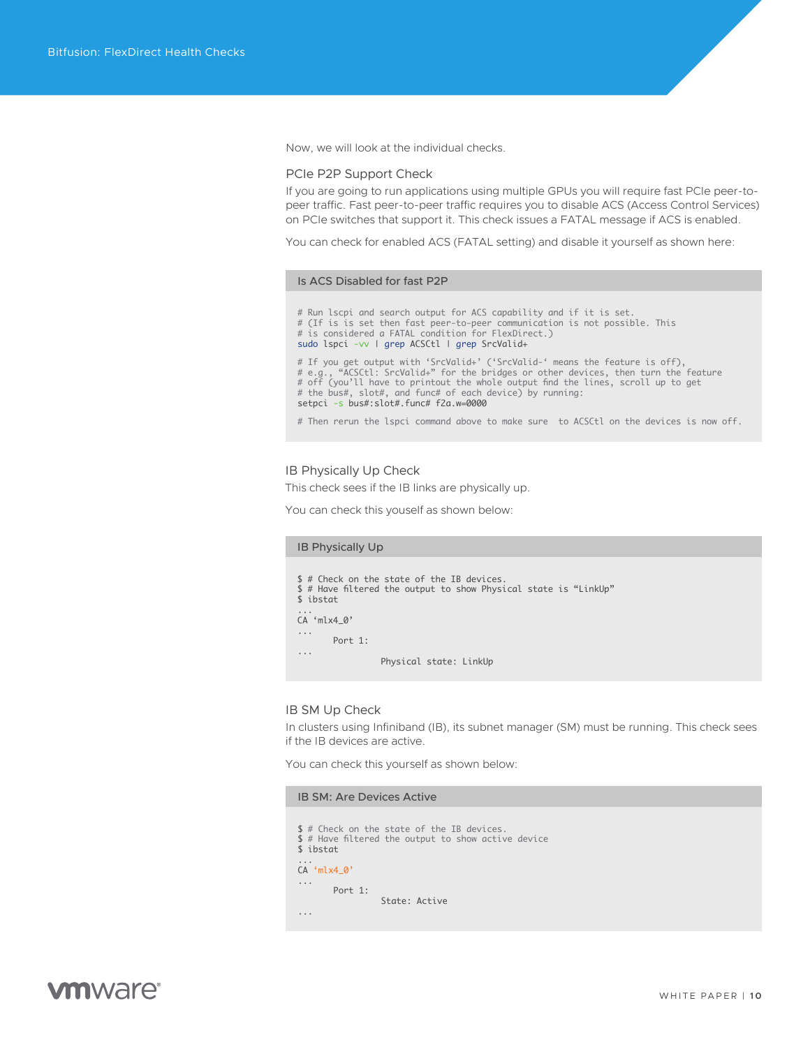Now, we will look at the individual checks.

### PCIe P2P Support Check

If you are going to run applications using multiple GPUs you will require fast PCIe peer-to-peer traffic. Fast peer-to-peer traffic requires you to disable ACS (Access Control Services) on PCIe switches that support it. This check issues a FATAL message if ACS is enabled.

You can check for enabled ACS (FATAL setting) and disable it yourself as shown here:

**Is ACS Disabled for fast P2P**

```
# Run lspci and search output for ACS capability and if it is set.
# (If is is set then fast peer-to-peer communication is not possible. This
# is considered a FATAL condition for FlexDirect.)
sudo lspci -vv | grep ACSCtl | grep SrcValid+

# If you get output with 'SrcValid+' ('SrcValid-' means the feature is off),
# e.g., "ACSCtl: SrcValid+" for the bridges or other devices, then turn the feature
# off (you'll have to printout the whole output find the lines, scroll up to get
# the bus#, slot#, and func# of each device) by running:
setpci -s bus#:slot#.func# f2a.w=0000

# Then rerun the lspci command above to make sure  to ACSCtl on the devices is now off.
```

### IB Physically Up Check

This check sees if the IB links are physically up.

You can check this youself as shown below:

**IB Physically Up**

```
$ # Check on the state of the IB devices.
$ # Have filtered the output to show Physical state is "LinkUp"
$ ibstat
...
CA 'mlx4_0'
...
       Port 1:
...
               Physical state: LinkUp
```

### IB SM Up Check

In clusters using Infiniband (IB), its subnet manager (SM) must be running. This check sees if the IB devices are active.

You can check this yourself as shown below:

**IB SM: Are Devices Active**

```
$ # Check on the state of the IB devices.
$ # Have filtered the output to show active device
$ ibstat
...
CA 'mlx4_0'
...
       Port 1:
               State: Active
...
```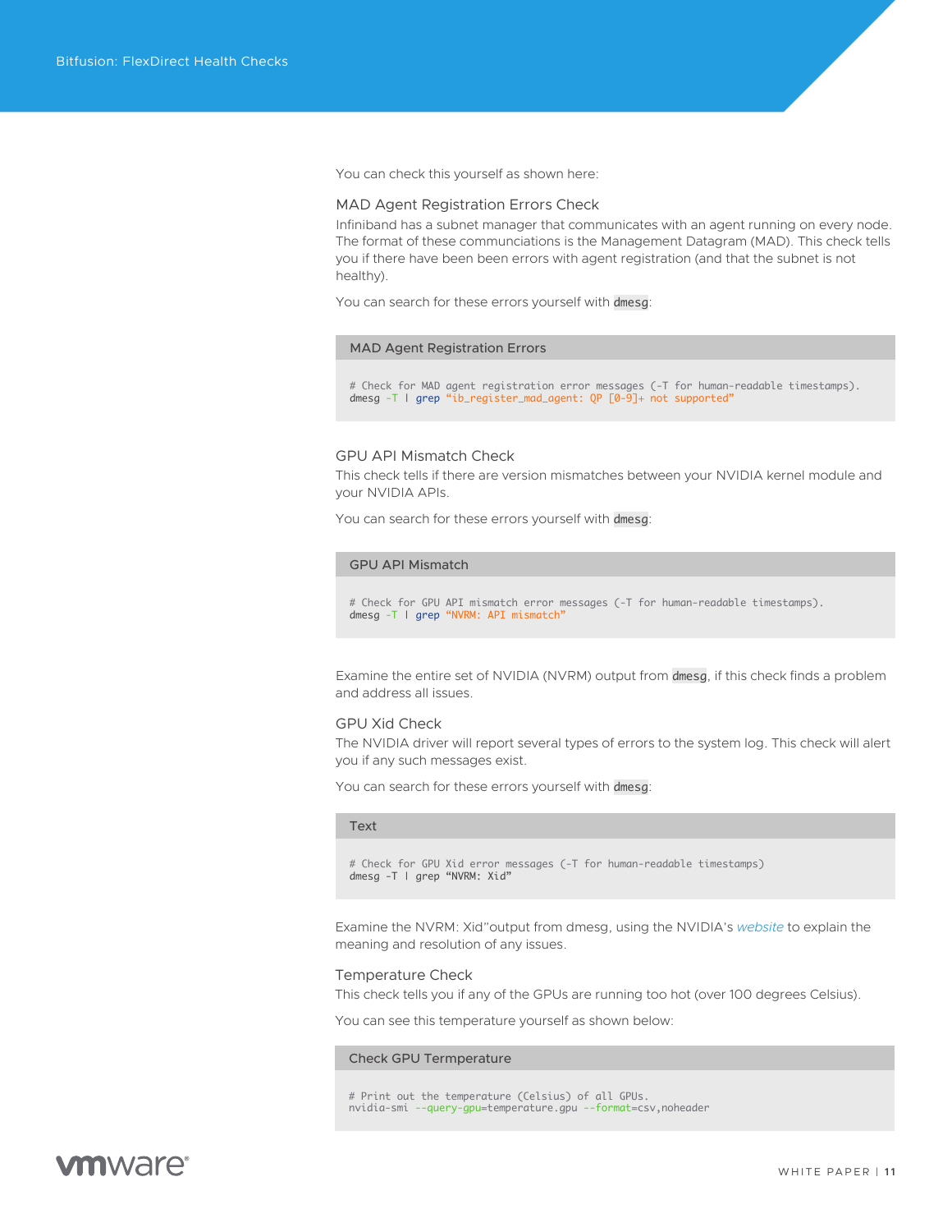You can check this yourself as shown here:

### MAD Agent Registration Errors Check

Infiniband has a subnet manager that communicates with an agent running on every node. The format of these communciations is the Management Datagram (MAD). This check tells you if there have been been errors with agent registration (and that the subnet is not healthy).

You can search for these errors yourself with `dmesg`:

**MAD Agent Registration Errors**

```
# Check for MAD agent registration error messages (-T for human-readable timestamps).
dmesg -T | grep “ib_register_mad_agent: QP [0-9]+ not supported”
```

### GPU API Mismatch Check

This check tells if there are version mismatches between your NVIDIA kernel module and your NVIDIA APIs.

You can search for these errors yourself with `dmesg`:

**GPU API Mismatch**

```
# Check for GPU API mismatch error messages (-T for human-readable timestamps).
dmesg -T | grep “NVRM: API mismatch”
```

Examine the entire set of NVIDIA (NVRM) output from `dmesg`, if this check finds a problem and address all issues.

### GPU Xid Check

The NVIDIA driver will report several types of errors to the system log. This check will alert you if any such messages exist.

You can search for these errors yourself with `dmesg`:

**Text**

```
# Check for GPU Xid error messages (-T for human-readable timestamps)
dmesg -T | grep “NVRM: Xid”
```

Examine the NVRM: Xid”output from dmesg, using the NVIDIA’s *website* to explain the meaning and resolution of any issues.

### Temperature Check

This check tells you if any of the GPUs are running too hot (over 100 degrees Celsius).

You can see this temperature yourself as shown below:

**Check GPU Termperature**

```
# Print out the temperature (Celsius) of all GPUs.
nvidia-smi --query-gpu=temperature.gpu --format=csv,noheader
```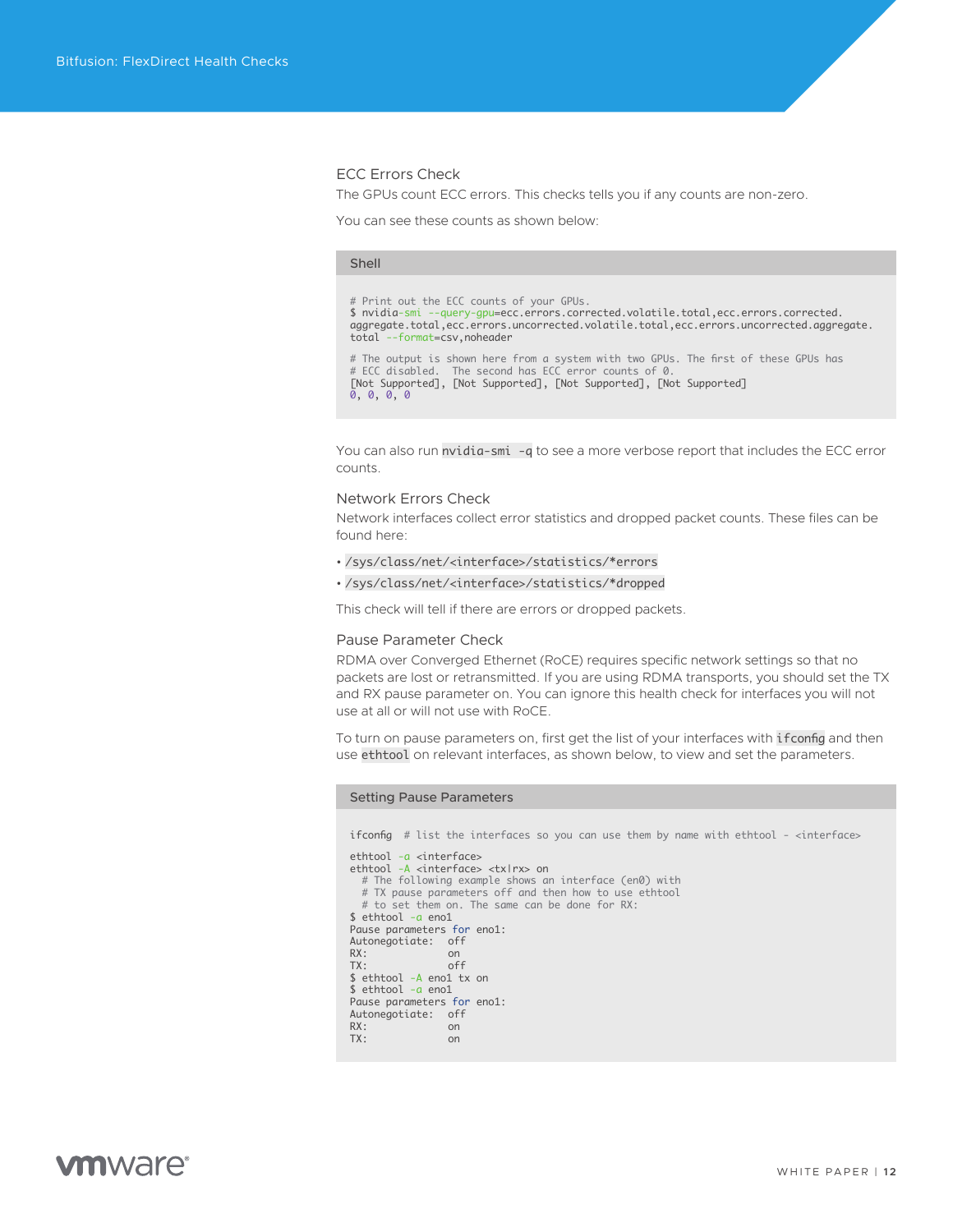### ECC Errors Check

The GPUs count ECC errors. This checks tells you if any counts are non-zero.

You can see these counts as shown below:

Shell

```
# Print out the ECC counts of your GPUs.
$ nvidia-smi --query-gpu=ecc.errors.corrected.volatile.total,ecc.errors.corrected.
aggregate.total,ecc.errors.uncorrected.volatile.total,ecc.errors.uncorrected.aggregate.
total --format=csv,noheader

# The output is shown here from a system with two GPUs. The first of these GPUs has
# ECC disabled.  The second has ECC error counts of 0.
[Not Supported], [Not Supported], [Not Supported], [Not Supported]
0, 0, 0, 0
```

You can also run `nvidia-smi -q` to see a more verbose report that includes the ECC error counts.

### Network Errors Check

Network interfaces collect error statistics and dropped packet counts. These files can be found here:

- `/sys/class/net/<interface>/statistics/*errors`
- `/sys/class/net/<interface>/statistics/*dropped`

This check will tell if there are errors or dropped packets.

### Pause Parameter Check

RDMA over Converged Ethernet (RoCE) requires specific network settings so that no packets are lost or retransmitted. If you are using RDMA transports, you should set the TX and RX pause parameter on. You can ignore this health check for interfaces you will not use at all or will not use with RoCE.

To turn on pause parameters on, first get the list of your interfaces with `ifconfig` and then use `ethtool` on relevant interfaces, as shown below, to view and set the parameters.

Setting Pause Parameters

```
ifconfig  # list the interfaces so you can use them by name with ethtool - <interface>

ethtool -a <interface>
ethtool -A <interface> <tx|rx> on
  # The following example shows an interface (en0) with
  # TX pause parameters off and then how to use ethtool
  # to set them on. The same can be done for RX:
$ ethtool -a eno1
Pause parameters for eno1:
Autonegotiate:   off
RX:              on
TX:              off
$ ethtool -A eno1 tx on
$ ethtool -a eno1
Pause parameters for eno1:
Autonegotiate:   off
RX:              on
TX:              on
```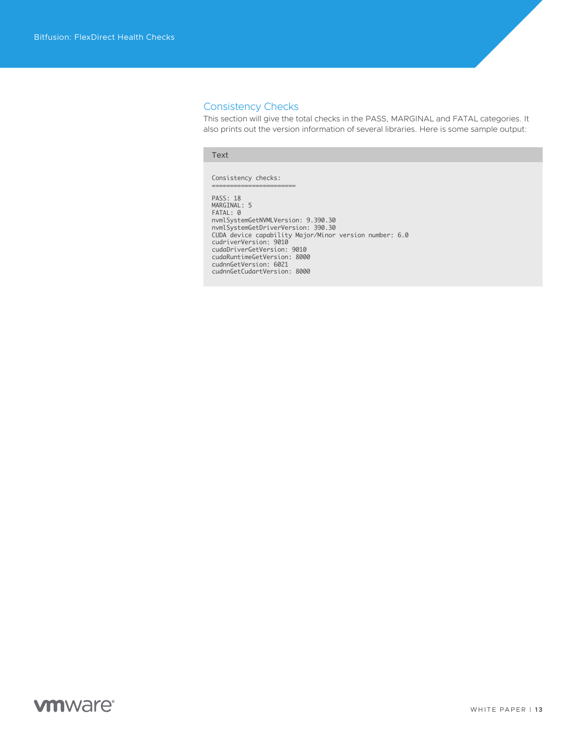## Consistency Checks

This section will give the total checks in the PASS, MARGINAL and FATAL categories. It also prints out the version information of several libraries. Here is some sample output:

```
Consistency checks:
======================

PASS: 18
MARGINAL: 5
FATAL: 0
nvmlSystemGetNVMLVersion: 9.390.30
nvmlSystemGetDriverVersion: 390.30
CUDA device capability Major/Minor version number: 6.0
cudriverVersion: 9010
cudaDriverGetVersion: 9010
cudaRuntimeGetVersion: 8000
cudnnGetVersion: 6021
cudnnGetCudartVersion: 8000
```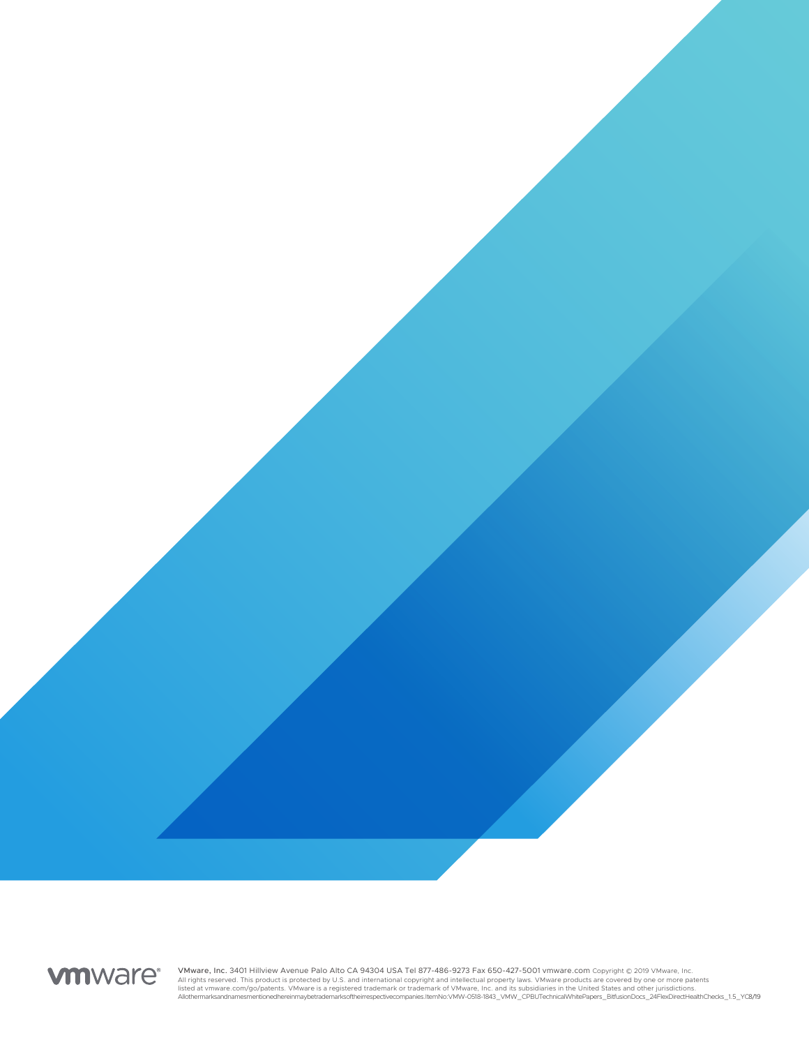**VMware, Inc.** 3401 Hillview Avenue Palo Alto CA 94304 USA Tel 877-486-9273 Fax 650-427-5001 vmware.com Copyright © 2019 VMware, Inc. All rights reserved. This product is protected by U.S. and international copyright and intellectual property laws. VMware products are covered by one or more patents listed at vmware.com/go/patents. VMware is a registered trademark or trademark of VMware, Inc. and its subsidiaries in the United States and other jurisdictions. Allothermarksandnamesmentionedhereinmaybetrademarksoftheirrespectivecompanies.ItemNo:VMW-0518-1843_VMW_CPBUTechnicalWhitePapers_BitfusionDocs_24FlexDirectHealthChecks_1.5_YC8/19